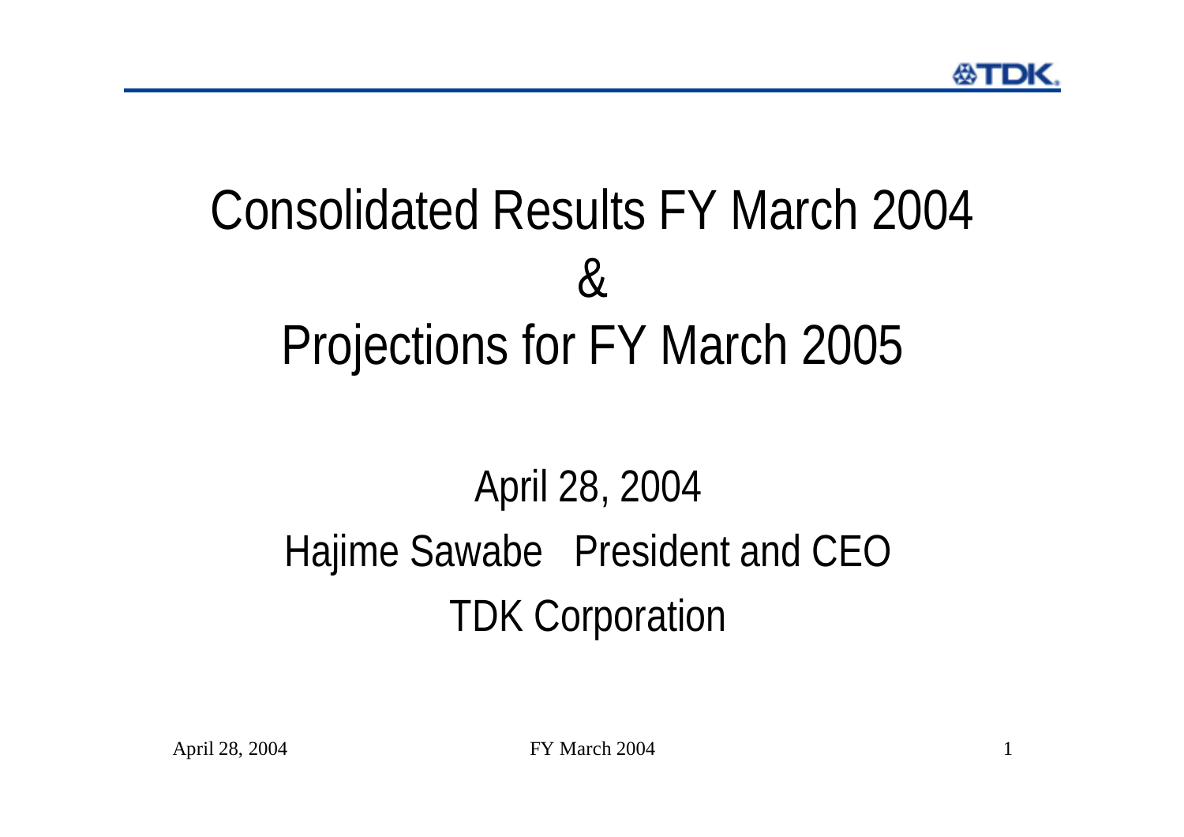# Consolidated Results FY March 2004 & Projections for FY March 2005

April 28, 2004

Hajime Sawabe President and CEO

TDK Corporation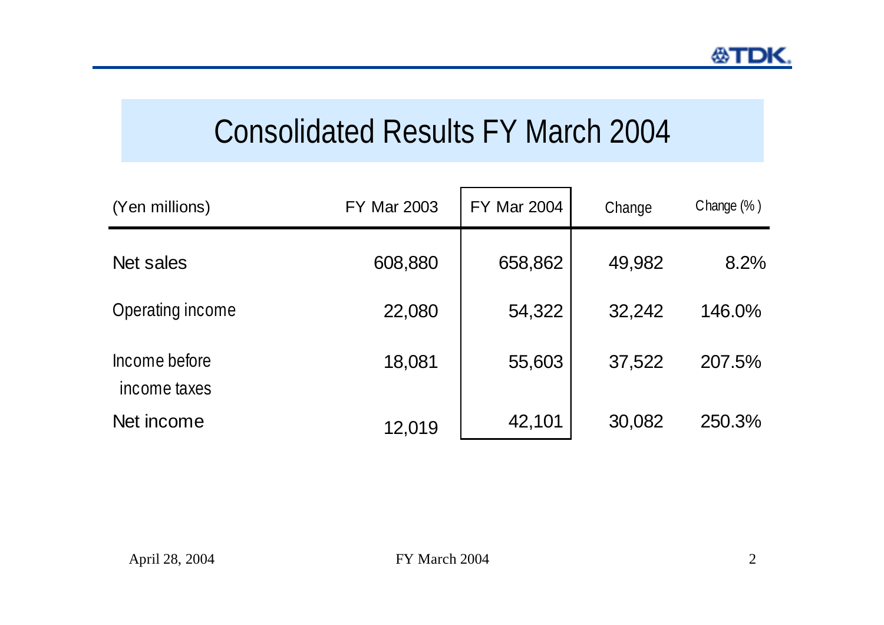# Consolidated Results FY March 2004

| (Yen millions) | FY Mar 2003 | FY Mar 2004 | Change | Change (%) |
|---|---|---|---|---|
| Net sales | 608,880 | 658,862 | 49,982 | 8.2% |
| Operating income | 22,080 | 54,322 | 32,242 | 146.0% |
| Income before income taxes | 18,081 | 55,603 | 37,522 | 207.5% |
| Net income | 12,019 | 42,101 | 30,082 | 250.3% |

April 28, 2004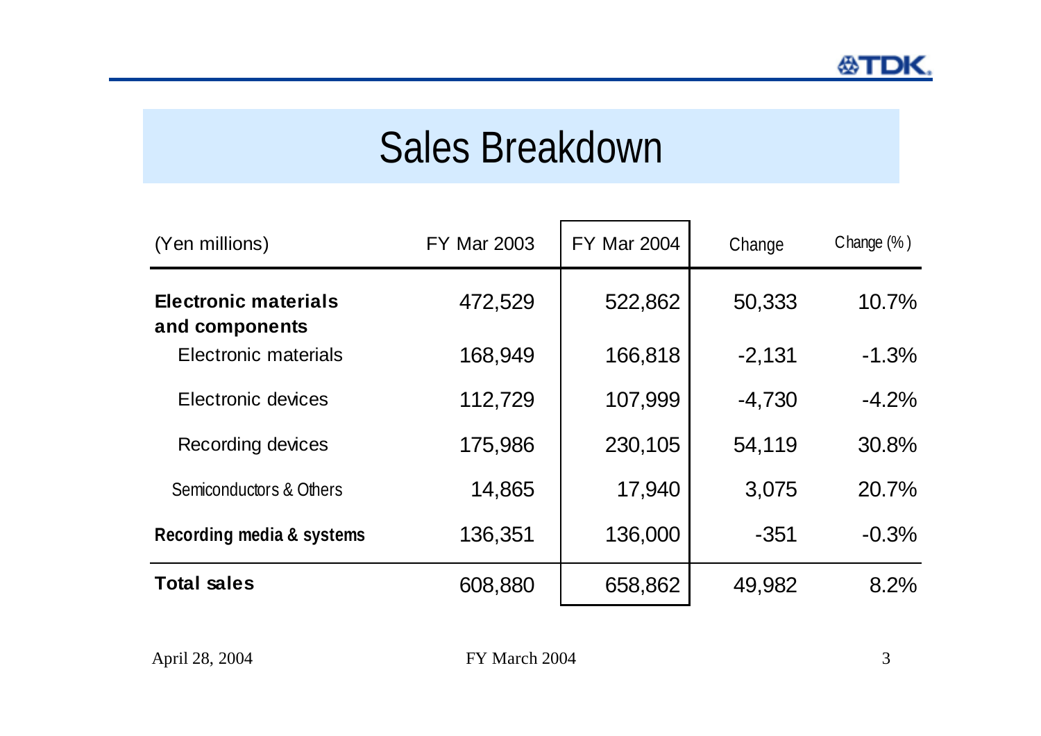# Sales Breakdown

| (Yen millions) | FY Mar 2003 | FY Mar 2004 | Change | Change (%) |
|---|---|---|---|---|
| **Electronic materials and components** | 472,529 | 522,862 | 50,333 | 10.7% |
| Electronic materials | 168,949 | 166,818 | -2,131 | -1.3% |
| Electronic devices | 112,729 | 107,999 | -4,730 | -4.2% |
| Recording devices | 175,986 | 230,105 | 54,119 | 30.8% |
| Semiconductors & Others | 14,865 | 17,940 | 3,075 | 20.7% |
| **Recording media & systems** | 136,351 | 136,000 | -351 | -0.3% |
| **Total sales** | 608,880 | 658,862 | 49,982 | 8.2% |

April 28, 2004 FY March 2004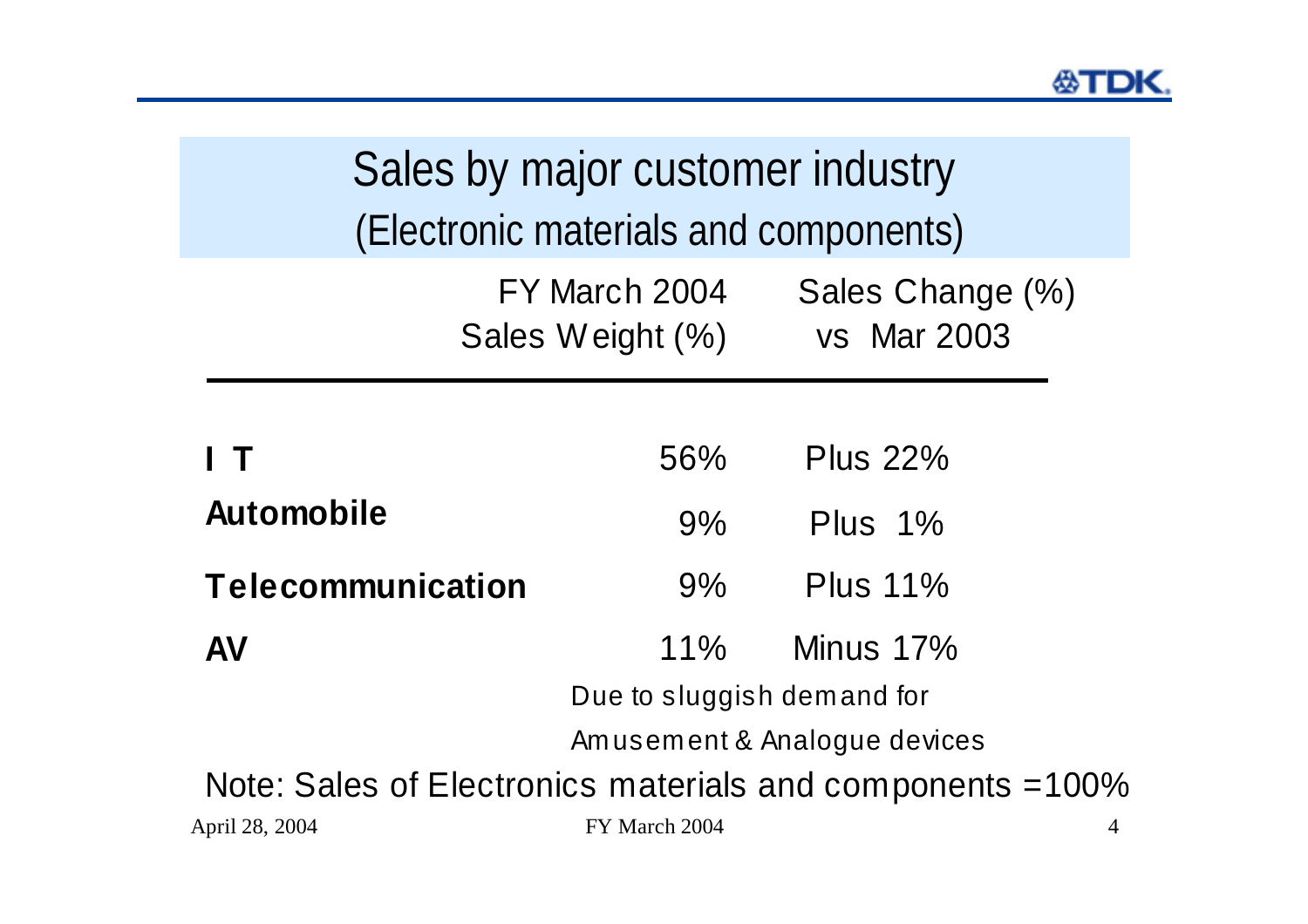# Sales by major customer industry
## (Electronic materials and components)

| | FY March 2004 Sales Weight (%) | Sales Change (%) vs Mar 2003 |
|---|---|---|
| **I T** | 56% | Plus 22% |
| **Automobile** | 9% | Plus 1% |
| **Telecommunication** | 9% | Plus 11% |
| **AV** | 11% | Minus 17% |

Due to sluggish demand for Amusement & Analogue devices

Note: Sales of Electronics materials and components =100%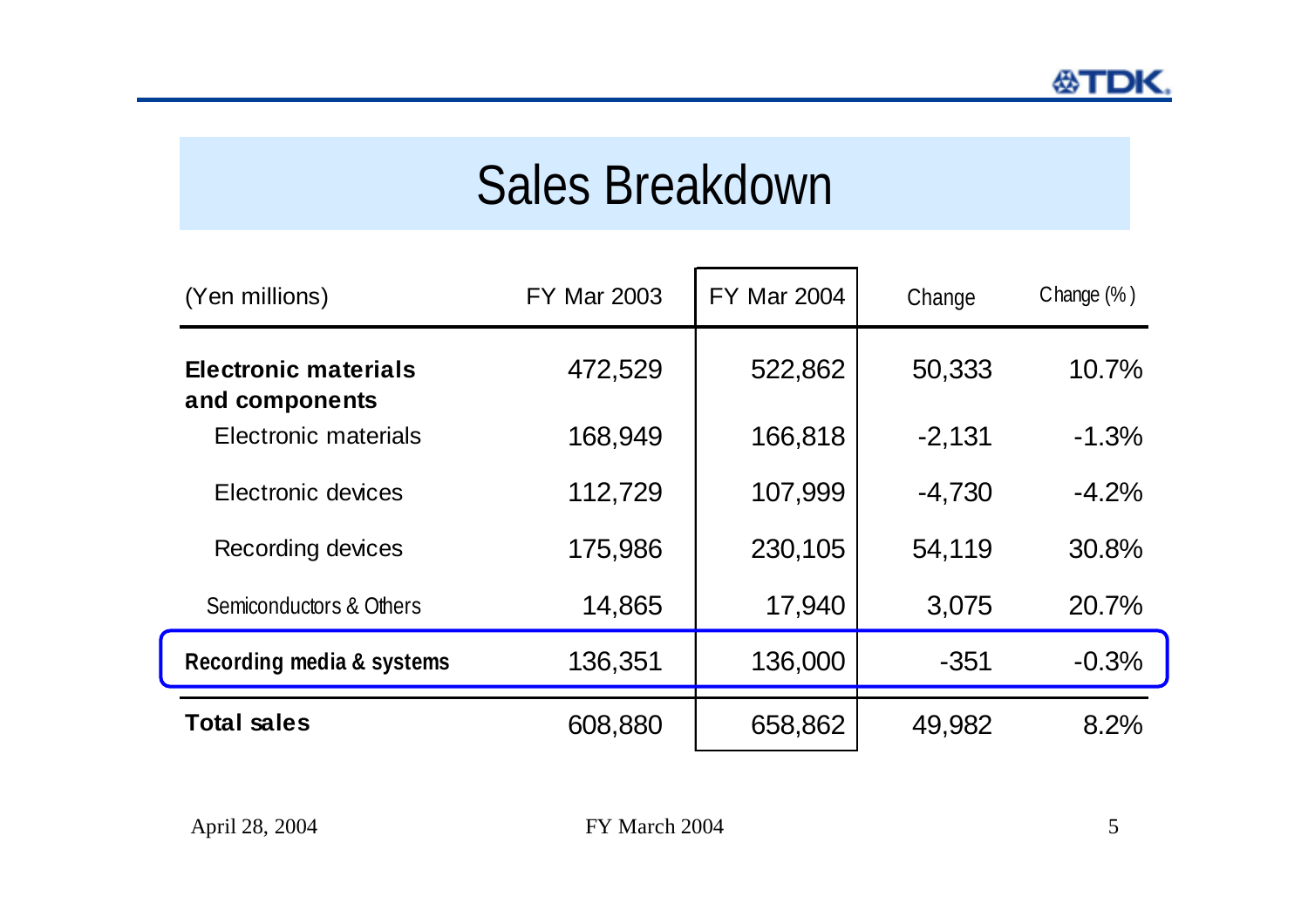# Sales Breakdown

| (Yen millions) | FY Mar 2003 | FY Mar 2004 | Change | Change (%) |
|---|---|---|---|---|
| **Electronic materials and components** | 472,529 | 522,862 | 50,333 | 10.7% |
| Electronic materials | 168,949 | 166,818 | -2,131 | -1.3% |
| Electronic devices | 112,729 | 107,999 | -4,730 | -4.2% |
| Recording devices | 175,986 | 230,105 | 54,119 | 30.8% |
| Semiconductors & Others | 14,865 | 17,940 | 3,075 | 20.7% |
| **Recording media & systems** | 136,351 | 136,000 | -351 | -0.3% |
| **Total sales** | 608,880 | 658,862 | 49,982 | 8.2% |

April 28, 2004 FY March 2004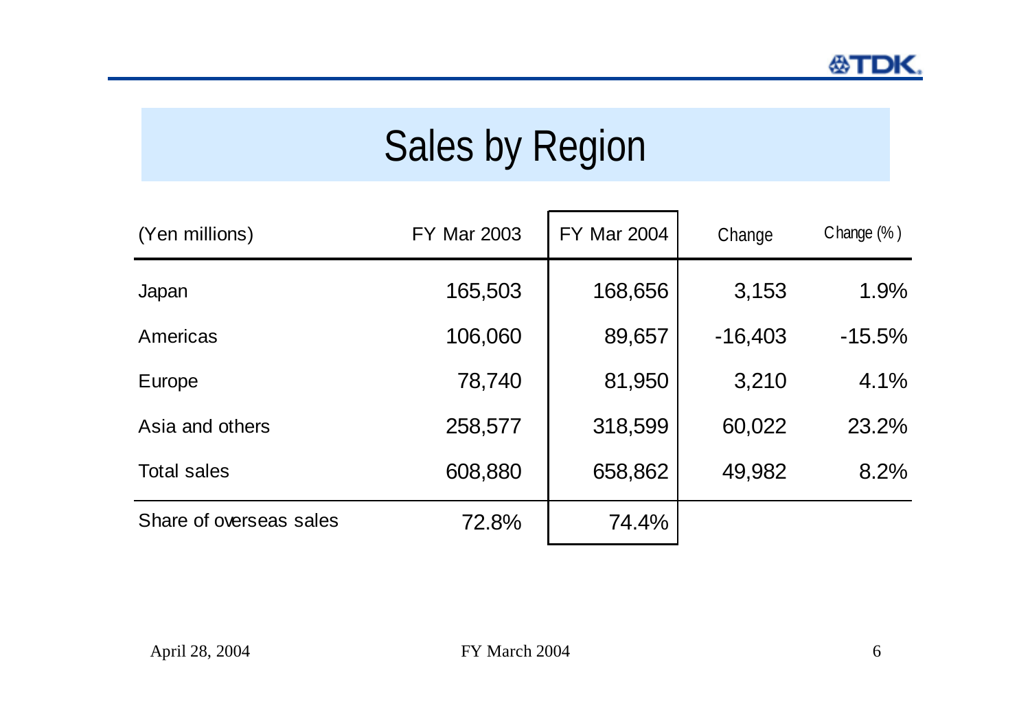# Sales by Region

| (Yen millions) | FY Mar 2003 | FY Mar 2004 | Change | Change (%) |
|---|---|---|---|---|
| Japan | 165,503 | 168,656 | 3,153 | 1.9% |
| Americas | 106,060 | 89,657 | -16,403 | -15.5% |
| Europe | 78,740 | 81,950 | 3,210 | 4.1% |
| Asia and others | 258,577 | 318,599 | 60,022 | 23.2% |
| Total sales | 608,880 | 658,862 | 49,982 | 8.2% |
| Share of overseas sales | 72.8% | 74.4% | | |

April 28, 2004 FY March 2004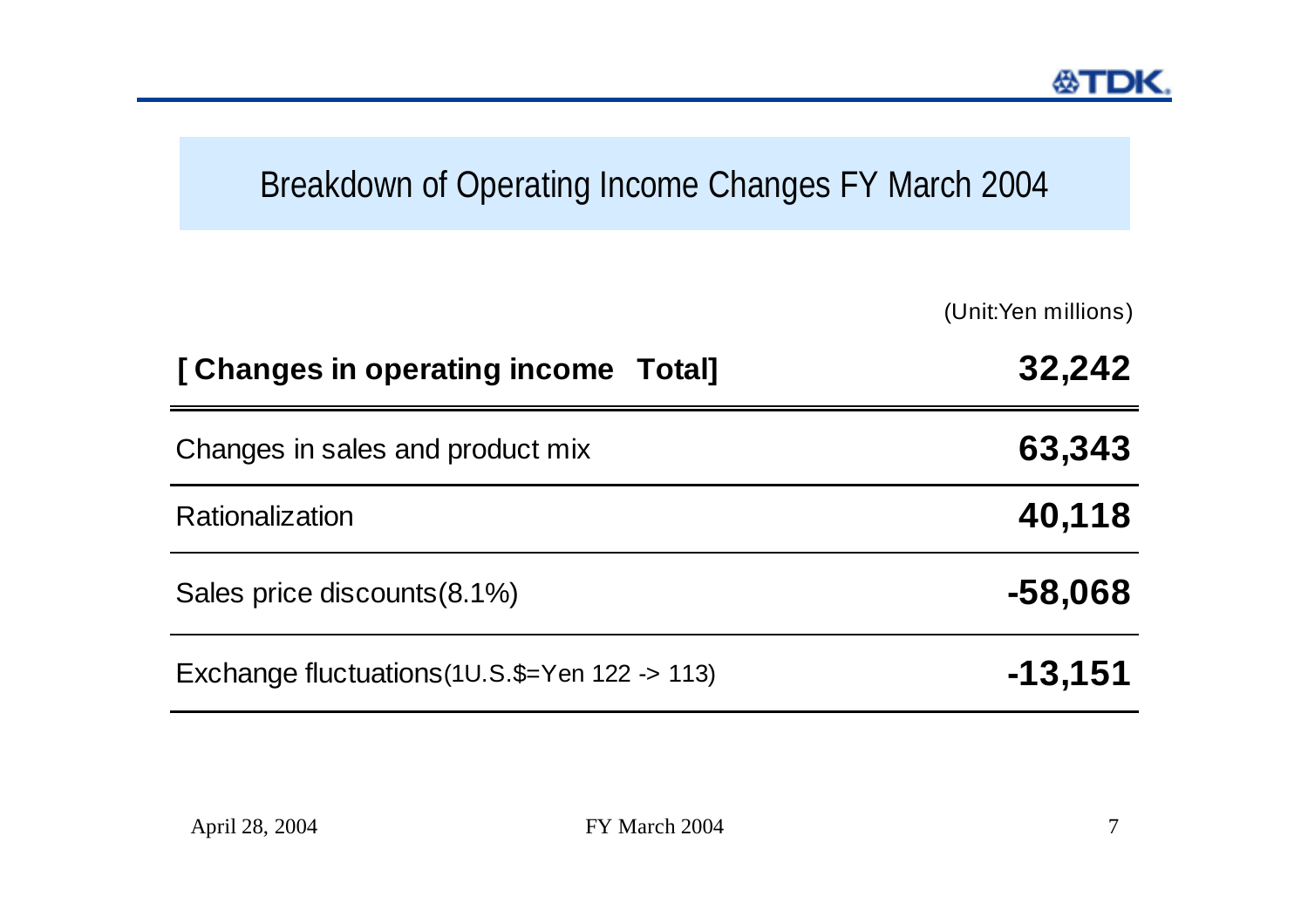# Breakdown of Operating Income Changes FY March 2004

(Unit:Yen millions)

| [ Changes in operating income Total] | 32,242 |
| --- | --- |
| Changes in sales and product mix | 63,343 |
| Rationalization | 40,118 |
| Sales price discounts(8.1%) | -58,068 |
| Exchange fluctuations(1U.S.$=Yen 122 -> 113) | -13,151 |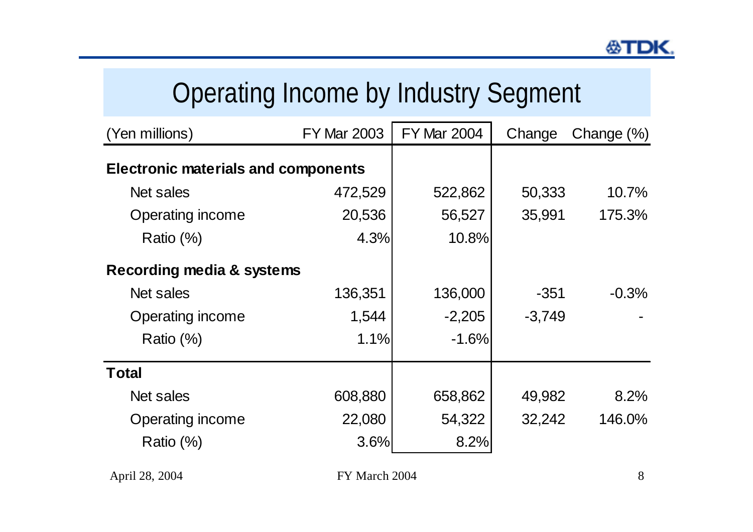# Operating Income by Industry Segment

| (Yen millions) | FY Mar 2003 | FY Mar 2004 | Change | Change (%) |
|---|---|---|---|---|
| **Electronic materials and components** | | | | |
| Net sales | 472,529 | 522,862 | 50,333 | 10.7% |
| Operating income | 20,536 | 56,527 | 35,991 | 175.3% |
| Ratio (%) | 4.3% | 10.8% | | |
| **Recording media & systems** | | | | |
| Net sales | 136,351 | 136,000 | -351 | -0.3% |
| Operating income | 1,544 | -2,205 | -3,749 | - |
| Ratio (%) | 1.1% | -1.6% | | |
| **Total** | | | | |
| Net sales | 608,880 | 658,862 | 49,982 | 8.2% |
| Operating income | 22,080 | 54,322 | 32,242 | 146.0% |
| Ratio (%) | 3.6% | 8.2% | | |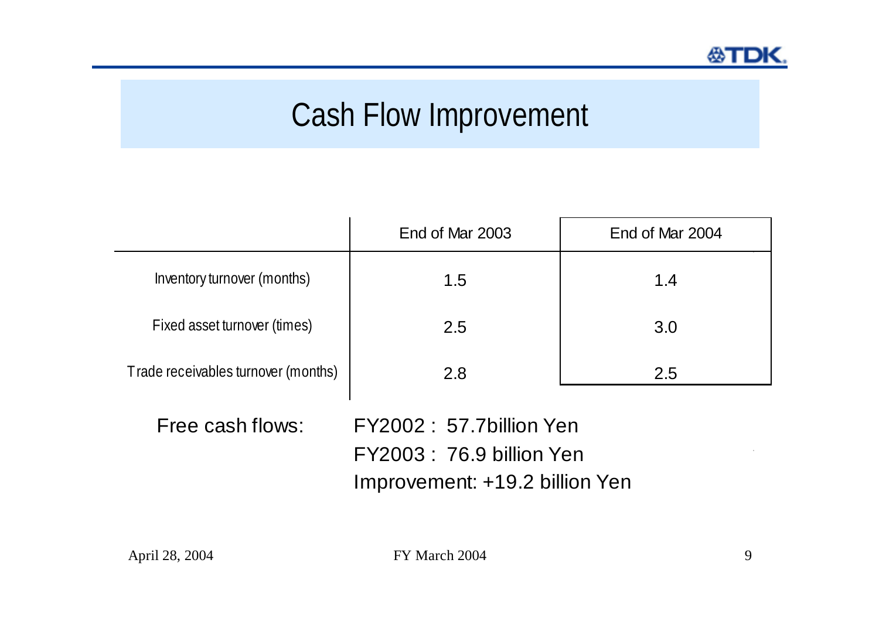# Cash Flow Improvement

| | End of Mar 2003 | End of Mar 2004 |
|---|---|---|
| Inventory turnover (months) | 1.5 | 1.4 |
| Fixed asset turnover (times) | 2.5 | 3.0 |
| Trade receivables turnover (months) | 2.8 | 2.5 |

Free cash flows: FY2002 : 57.7billion Yen
FY2003 : 76.9 billion Yen
Improvement: +19.2 billion Yen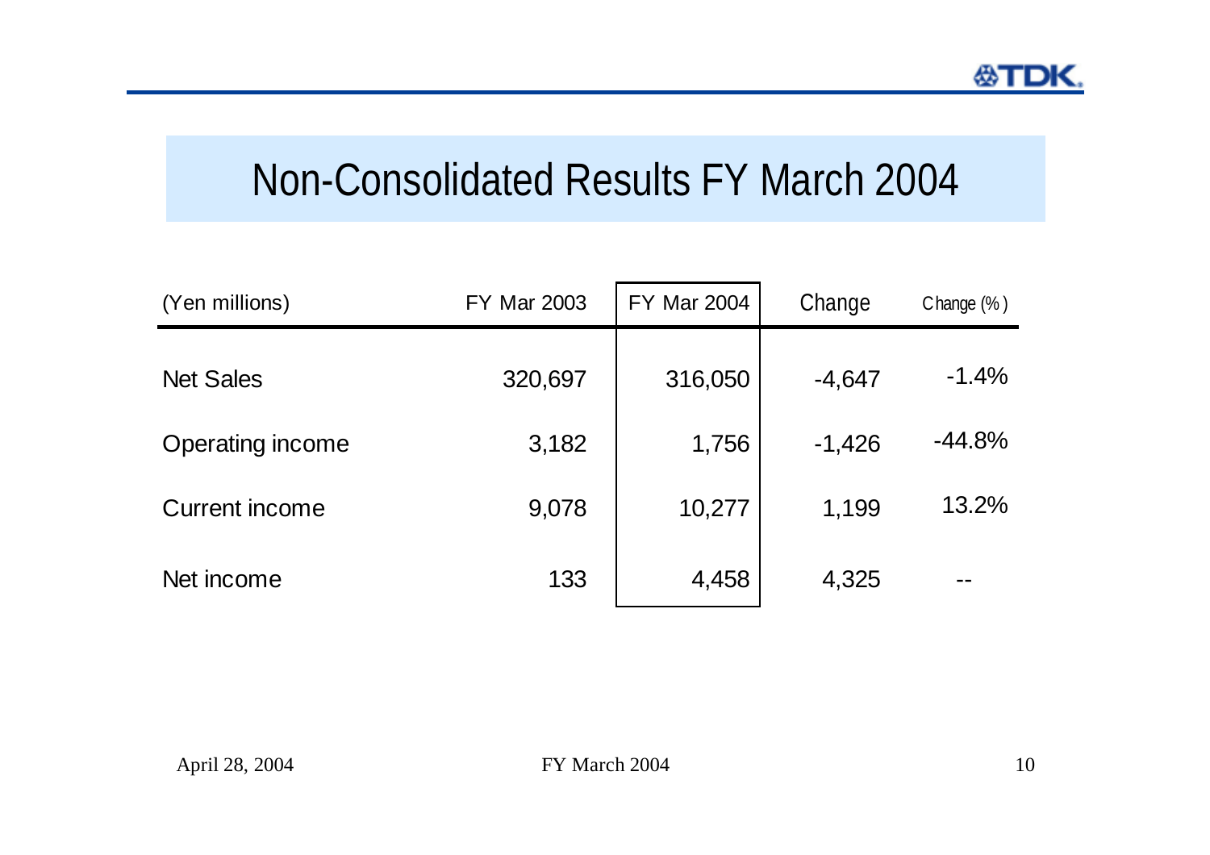# Non-Consolidated Results FY March 2004

| (Yen millions) | FY Mar 2003 | FY Mar 2004 | Change | Change (%) |
|---|---|---|---|---|
| Net Sales | 320,697 | 316,050 | -4,647 | -1.4% |
| Operating income | 3,182 | 1,756 | -1,426 | -44.8% |
| Current income | 9,078 | 10,277 | 1,199 | 13.2% |
| Net income | 133 | 4,458 | 4,325 | -- |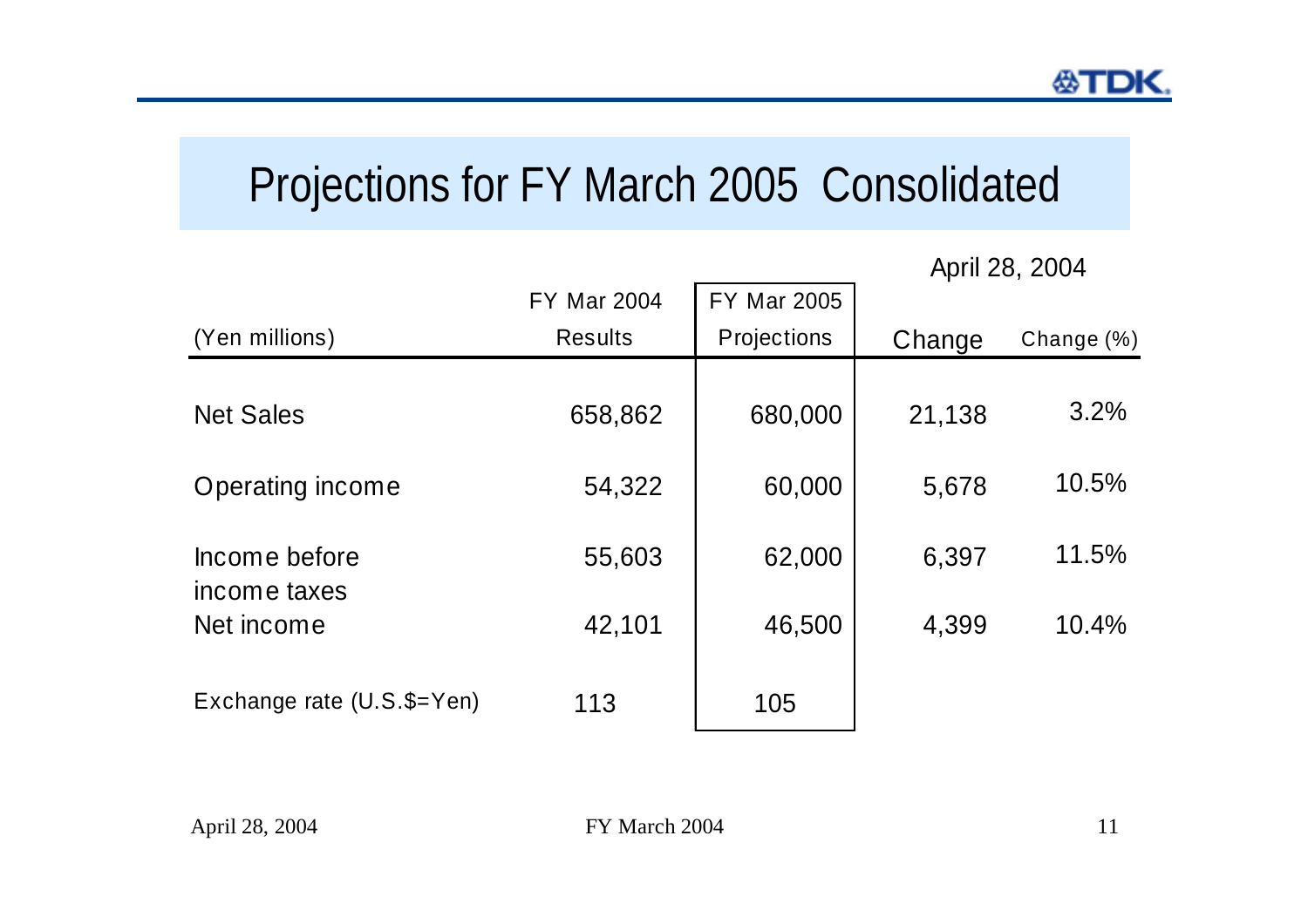# Projections for FY March 2005 Consolidated

April 28, 2004

| (Yen millions) | FY Mar 2004 Results | FY Mar 2005 Projections | Change | Change (%) |
|---|---|---|---|---|
| Net Sales | 658,862 | 680,000 | 21,138 | 3.2% |
| Operating income | 54,322 | 60,000 | 5,678 | 10.5% |
| Income before income taxes | 55,603 | 62,000 | 6,397 | 11.5% |
| Net income | 42,101 | 46,500 | 4,399 | 10.4% |
| Exchange rate (U.S.$=Yen) | 113 | 105 | | |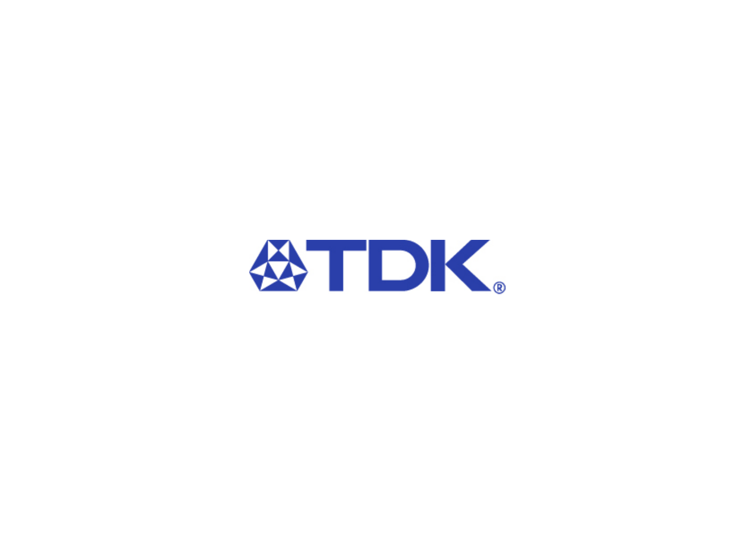TDK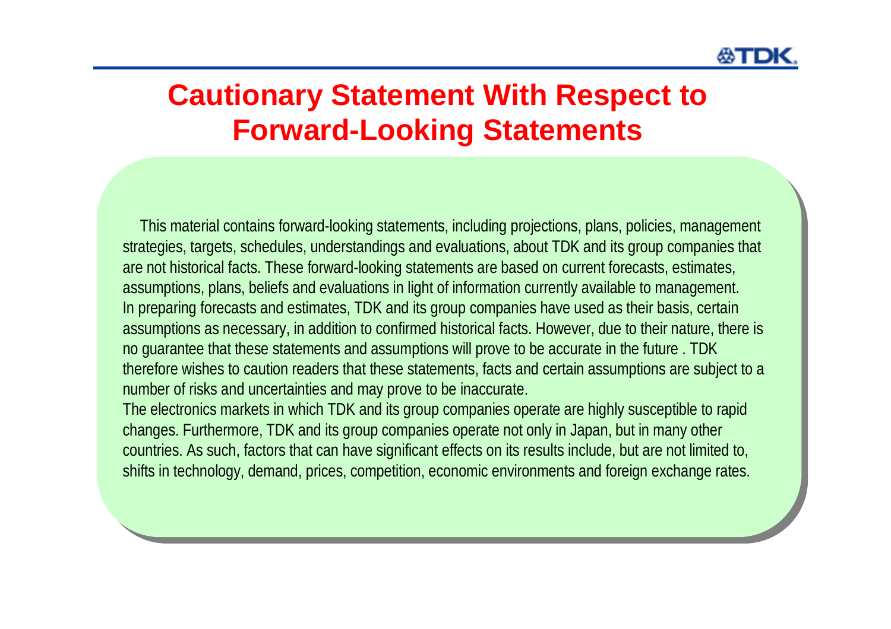# Cautionary Statement With Respect to Forward-Looking Statements

This material contains forward-looking statements, including projections, plans, policies, management strategies, targets, schedules, understandings and evaluations, about TDK and its group companies that are not historical facts. These forward-looking statements are based on current forecasts, estimates, assumptions, plans, beliefs and evaluations in light of information currently available to management. In preparing forecasts and estimates, TDK and its group companies have used as their basis, certain assumptions as necessary, in addition to confirmed historical facts. However, due to their nature, there is no guarantee that these statements and assumptions will prove to be accurate in the future . TDK therefore wishes to caution readers that these statements, facts and certain assumptions are subject to a number of risks and uncertainties and may prove to be inaccurate.

The electronics markets in which TDK and its group companies operate are highly susceptible to rapid changes. Furthermore, TDK and its group companies operate not only in Japan, but in many other countries. As such, factors that can have significant effects on its results include, but are not limited to, shifts in technology, demand, prices, competition, economic environments and foreign exchange rates.